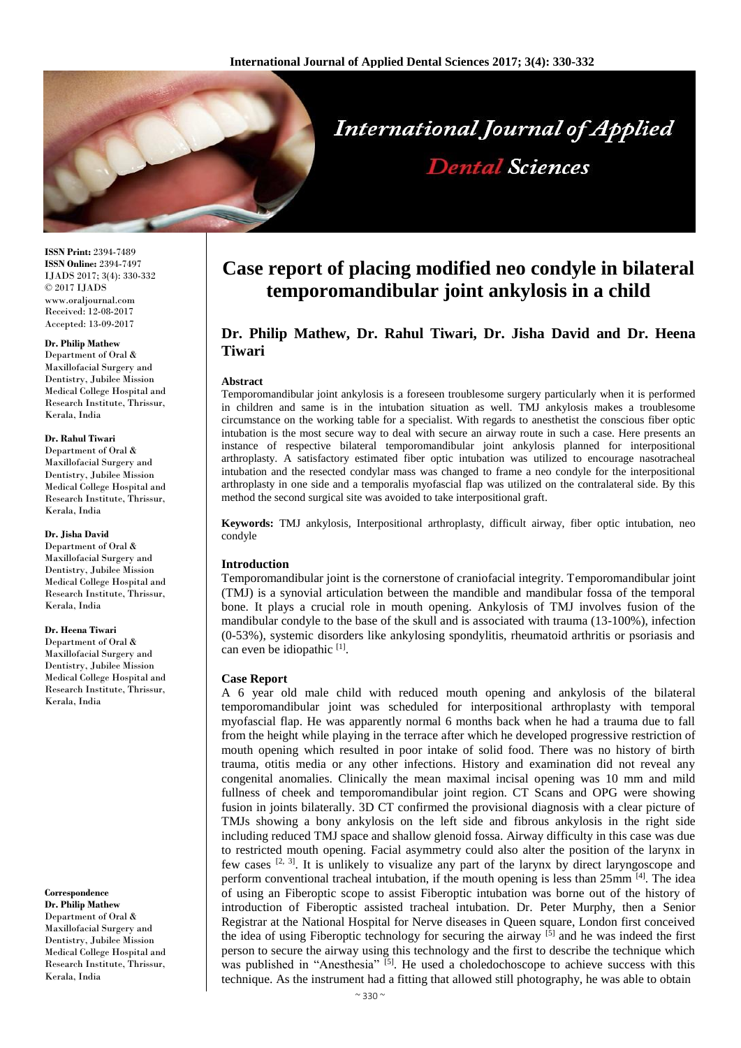# Case report of placing modified neo condyle in bilateral temporomandibular joint ankylosis in a child

**Dr. Philip Mathew, Dr. Rahul Tiwari, Dr. Jisha David and Dr. Heena Tiwari**

**ISSN Print:** 2394-7489
**ISSN Online:** 2394-7497
IJADS 2017; 3(4): 330-332
© 2017 IJADS
www.oraljournal.com
Received: 12-08-2017
Accepted: 13-09-2017

**Dr. Philip Mathew**
Department of Oral & Maxillofacial Surgery and Dentistry, Jubilee Mission Medical College Hospital and Research Institute, Thrissur, Kerala, India

**Dr. Rahul Tiwari**
Department of Oral & Maxillofacial Surgery and Dentistry, Jubilee Mission Medical College Hospital and Research Institute, Thrissur, Kerala, India

**Dr. Jisha David**
Department of Oral & Maxillofacial Surgery and Dentistry, Jubilee Mission Medical College Hospital and Research Institute, Thrissur, Kerala, India

**Dr. Heena Tiwari**
Department of Oral & Maxillofacial Surgery and Dentistry, Jubilee Mission Medical College Hospital and Research Institute, Thrissur, Kerala, India

**Correspondence**
**Dr. Philip Mathew**
Department of Oral & Maxillofacial Surgery and Dentistry, Jubilee Mission Medical College Hospital and Research Institute, Thrissur, Kerala, India

### Abstract

Temporomandibular joint ankylosis is a foreseen troublesome surgery particularly when it is performed in children and same is in the intubation situation as well. TMJ ankylosis makes a troublesome circumstance on the working table for a specialist. With regards to anesthetist the conscious fiber optic intubation is the most secure way to deal with secure an airway route in such a case. Here presents an instance of respective bilateral temporomandibular joint ankylosis planned for interpositional arthroplasty. A satisfactory estimated fiber optic intubation was utilized to encourage nasotracheal intubation and the resected condylar mass was changed to frame a neo condyle for the interpositional arthroplasty in one side and a temporalis myofascial flap was utilized on the contralateral side. By this method the second surgical site was avoided to take interpositional graft.

**Keywords:** TMJ ankylosis, Interpositional arthroplasty, difficult airway, fiber optic intubation, neo condyle

### Introduction

Temporomandibular joint is the cornerstone of craniofacial integrity. Temporomandibular joint (TMJ) is a synovial articulation between the mandible and mandibular fossa of the temporal bone. It plays a crucial role in mouth opening. Ankylosis of TMJ involves fusion of the mandibular condyle to the base of the skull and is associated with trauma (13-100%), infection (0-53%), systemic disorders like ankylosing spondylitis, rheumatoid arthritis or psoriasis and can even be idiopathic [1].

### Case Report

A 6 year old male child with reduced mouth opening and ankylosis of the bilateral temporomandibular joint was scheduled for interpositional arthroplasty with temporal myofascial flap. He was apparently normal 6 months back when he had a trauma due to fall from the height while playing in the terrace after which he developed progressive restriction of mouth opening which resulted in poor intake of solid food. There was no history of birth trauma, otitis media or any other infections. History and examination did not reveal any congenital anomalies. Clinically the mean maximal incisal opening was 10 mm and mild fullness of cheek and temporomandibular joint region. CT Scans and OPG were showing fusion in joints bilaterally. 3D CT confirmed the provisional diagnosis with a clear picture of TMJs showing a bony ankylosis on the left side and fibrous ankylosis in the right side including reduced TMJ space and shallow glenoid fossa. Airway difficulty in this case was due to restricted mouth opening. Facial asymmetry could also alter the position of the larynx in few cases [2, 3]. It is unlikely to visualize any part of the larynx by direct laryngoscope and perform conventional tracheal intubation, if the mouth opening is less than 25mm [4]. The idea of using an Fiberoptic scope to assist Fiberoptic intubation was borne out of the history of introduction of Fiberoptic assisted tracheal intubation. Dr. Peter Murphy, then a Senior Registrar at the National Hospital for Nerve diseases in Queen square, London first conceived the idea of using Fiberoptic technology for securing the airway [5] and he was indeed the first person to secure the airway using this technology and the first to describe the technique which was published in "Anesthesia" [5]. He used a choledochoscope to achieve success with this technique. As the instrument had a fitting that allowed still photography, he was able to obtain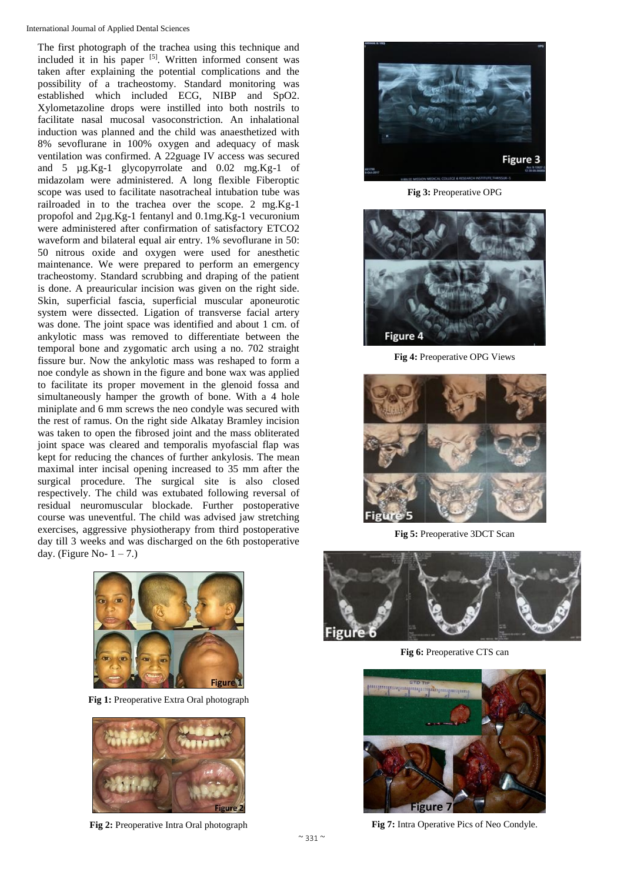The first photograph of the trachea using this technique and included it in his paper [5]. Written informed consent was taken after explaining the potential complications and the possibility of a tracheostomy. Standard monitoring was established which included ECG, NIBP and SpO2. Xylometazoline drops were instilled into both nostrils to facilitate nasal mucosal vasoconstriction. An inhalational induction was planned and the child was anaesthetized with 8% sevoflurane in 100% oxygen and adequacy of mask ventilation was confirmed. A 22guage IV access was secured and 5 µg.Kg-1 glycopyrrolate and 0.02 mg.Kg-1 of midazolam were administered. A long flexible Fiberoptic scope was used to facilitate nasotracheal intubation tube was railroaded in to the trachea over the scope. 2 mg.Kg-1 propofol and 2µg.Kg-1 fentanyl and 0.1mg.Kg-1 vecuronium were administered after confirmation of satisfactory ETCO2 waveform and bilateral equal air entry. 1% sevoflurane in 50: 50 nitrous oxide and oxygen were used for anesthetic maintenance. We were prepared to perform an emergency tracheostomy. Standard scrubbing and draping of the patient is done. A preauricular incision was given on the right side. Skin, superficial fascia, superficial muscular aponeurotic system were dissected. Ligation of transverse facial artery was done. The joint space was identified and about 1 cm. of ankylotic mass was removed to differentiate between the temporal bone and zygomatic arch using a no. 702 straight fissure bur. Now the ankylotic mass was reshaped to form a noe condyle as shown in the figure and bone wax was applied to facilitate its proper movement in the glenoid fossa and simultaneously hamper the growth of bone. With a 4 hole miniplate and 6 mm screws the neo condyle was secured with the rest of ramus. On the right side Alkatay Bramley incision was taken to open the fibrosed joint and the mass obliterated joint space was cleared and temporalis myofascial flap was kept for reducing the chances of further ankylosis. The mean maximal inter incisal opening increased to 35 mm after the surgical procedure. The surgical site is also closed respectively. The child was extubated following reversal of residual neuromuscular blockade. Further postoperative course was uneventful. The child was advised jaw stretching exercises, aggressive physiotherapy from third postoperative day till 3 weeks and was discharged on the 6th postoperative day. (Figure No- 1 – 7.)

**Fig 1:** Preoperative Extra Oral photograph

**Fig 2:** Preoperative Intra Oral photograph

**Fig 3:** Preoperative OPG

**Fig 4:** Preoperative OPG Views

**Fig 5:** Preoperative 3DCT Scan

**Fig 6:** Preoperative CTS can

**Fig 7:** Intra Operative Pics of Neo Condyle.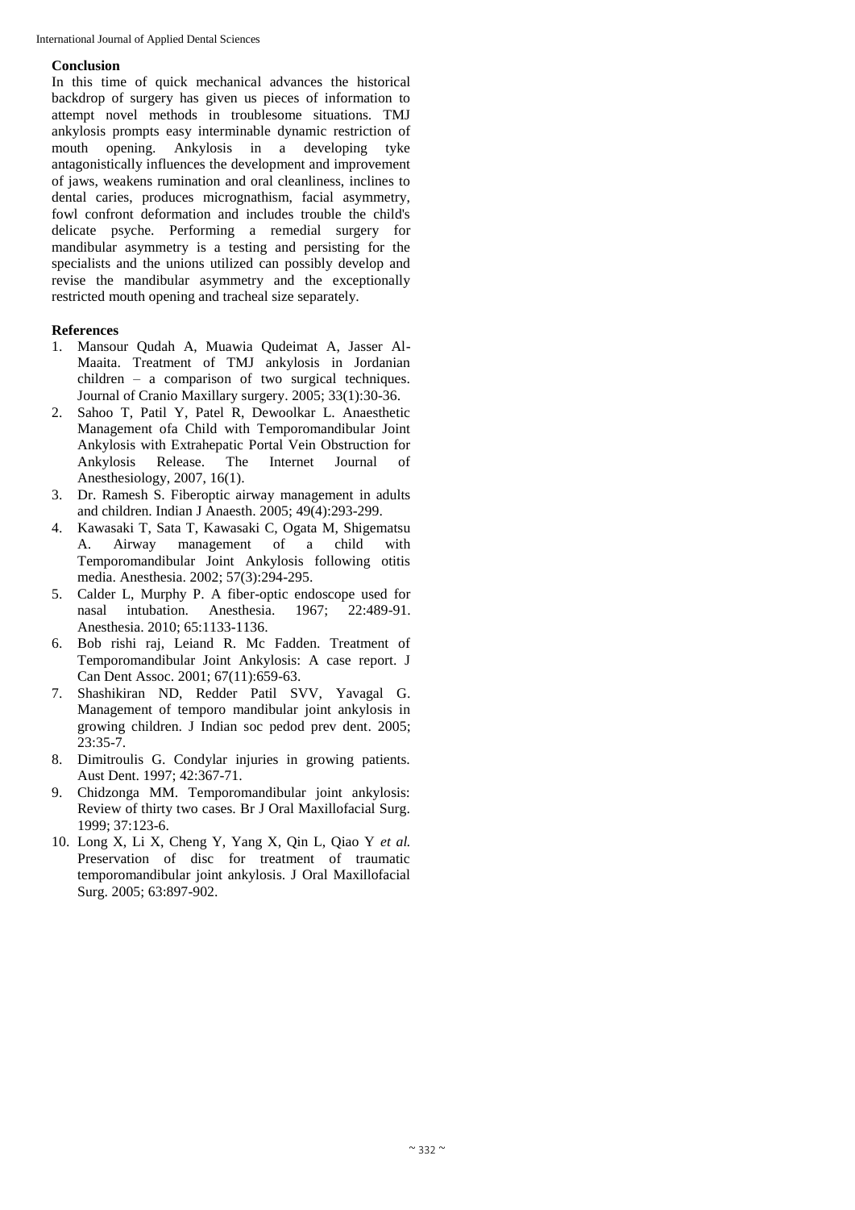## Conclusion

In this time of quick mechanical advances the historical backdrop of surgery has given us pieces of information to attempt novel methods in troublesome situations. TMJ ankylosis prompts easy interminable dynamic restriction of mouth opening. Ankylosis in a developing tyke antagonistically influences the development and improvement of jaws, weakens rumination and oral cleanliness, inclines to dental caries, produces micrognathism, facial asymmetry, fowl confront deformation and includes trouble the child's delicate psyche. Performing a remedial surgery for mandibular asymmetry is a testing and persisting for the specialists and the unions utilized can possibly develop and revise the mandibular asymmetry and the exceptionally restricted mouth opening and tracheal size separately.

## References

1. Mansour Qudah A, Muawia Qudeimat A, Jasser Al-Maaita. Treatment of TMJ ankylosis in Jordanian children – a comparison of two surgical techniques. Journal of Cranio Maxillary surgery. 2005; 33(1):30-36.
2. Sahoo T, Patil Y, Patel R, Dewoolkar L. Anaesthetic Management ofa Child with Temporomandibular Joint Ankylosis with Extrahepatic Portal Vein Obstruction for Ankylosis Release. The Internet Journal of Anesthesiology, 2007, 16(1).
3. Dr. Ramesh S. Fiberoptic airway management in adults and children. Indian J Anaesth. 2005; 49(4):293-299.
4. Kawasaki T, Sata T, Kawasaki C, Ogata M, Shigematsu A. Airway management of a child with Temporomandibular Joint Ankylosis following otitis media. Anesthesia. 2002; 57(3):294-295.
5. Calder L, Murphy P. A fiber-optic endoscope used for nasal intubation. Anesthesia. 1967; 22:489-91. Anesthesia. 2010; 65:1133-1136.
6. Bob rishi raj, Leiand R. Mc Fadden. Treatment of Temporomandibular Joint Ankylosis: A case report. J Can Dent Assoc. 2001; 67(11):659-63.
7. Shashikiran ND, Redder Patil SVV, Yavagal G. Management of temporo mandibular joint ankylosis in growing children. J Indian soc pedod prev dent. 2005; 23:35-7.
8. Dimitroulis G. Condylar injuries in growing patients. Aust Dent. 1997; 42:367-71.
9. Chidzonga MM. Temporomandibular joint ankylosis: Review of thirty two cases. Br J Oral Maxillofacial Surg. 1999; 37:123-6.
10. Long X, Li X, Cheng Y, Yang X, Qin L, Qiao Y *et al.* Preservation of disc for treatment of traumatic temporomandibular joint ankylosis. J Oral Maxillofacial Surg. 2005; 63:897-902.